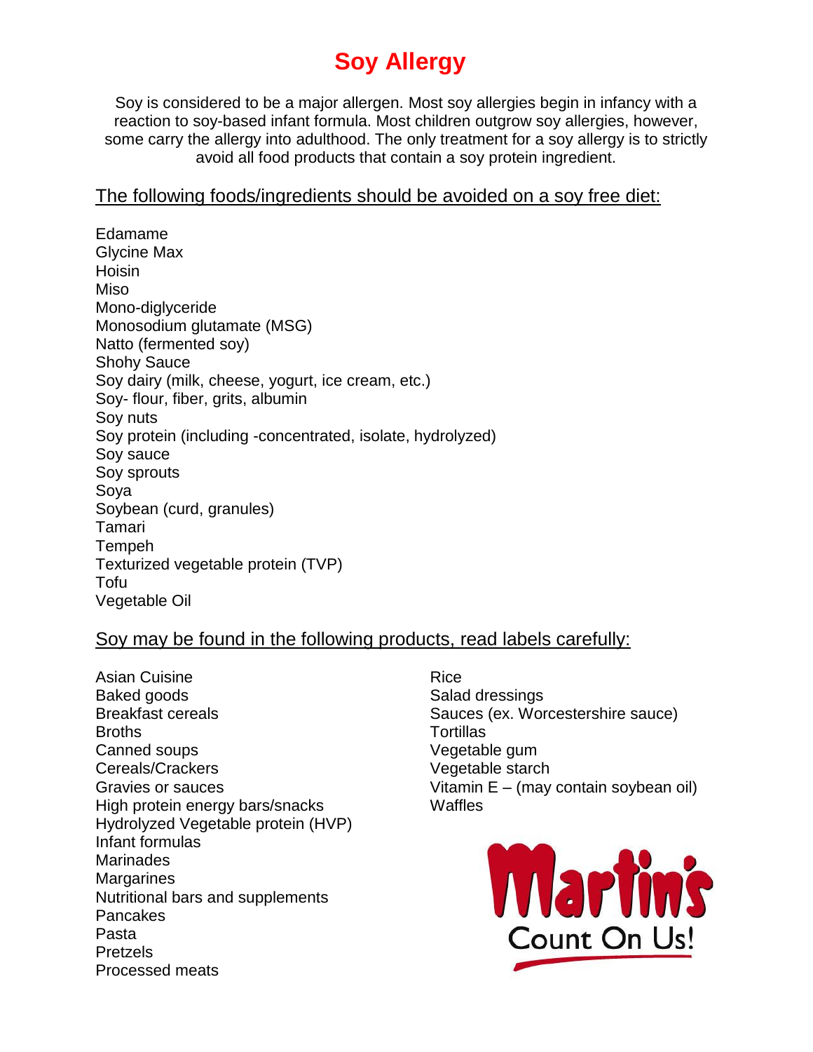# Soy Allergy

Soy is considered to be a major allergen. Most soy allergies begin in infancy with a reaction to soy-based infant formula. Most children outgrow soy allergies, however, some carry the allergy into adulthood. The only treatment for a soy allergy is to strictly avoid all food products that contain a soy protein ingredient.

## The following foods/ingredients should be avoided on a soy free diet:

Edamame
Glycine Max
Hoisin
Miso
Mono-diglyceride
Monosodium glutamate (MSG)
Natto (fermented soy)
Shohy Sauce
Soy dairy (milk, cheese, yogurt, ice cream, etc.)
Soy- flour, fiber, grits, albumin
Soy nuts
Soy protein (including -concentrated, isolate, hydrolyzed)
Soy sauce
Soy sprouts
Soya
Soybean (curd, granules)
Tamari
Tempeh
Texturized vegetable protein (TVP)
Tofu
Vegetable Oil

## Soy may be found in the following products, read labels carefully:

Asian Cuisine
Baked goods
Breakfast cereals
Broths
Canned soups
Cereals/Crackers
Gravies or sauces
High protein energy bars/snacks
Hydrolyzed Vegetable protein (HVP)
Infant formulas
Marinades
Margarines
Nutritional bars and supplements
Pancakes
Pasta
Pretzels
Processed meats
Rice
Salad dressings
Sauces (ex. Worcestershire sauce)
Tortillas
Vegetable gum
Vegetable starch
Vitamin E – (may contain soybean oil)
Waffles

Martin's
Count On Us!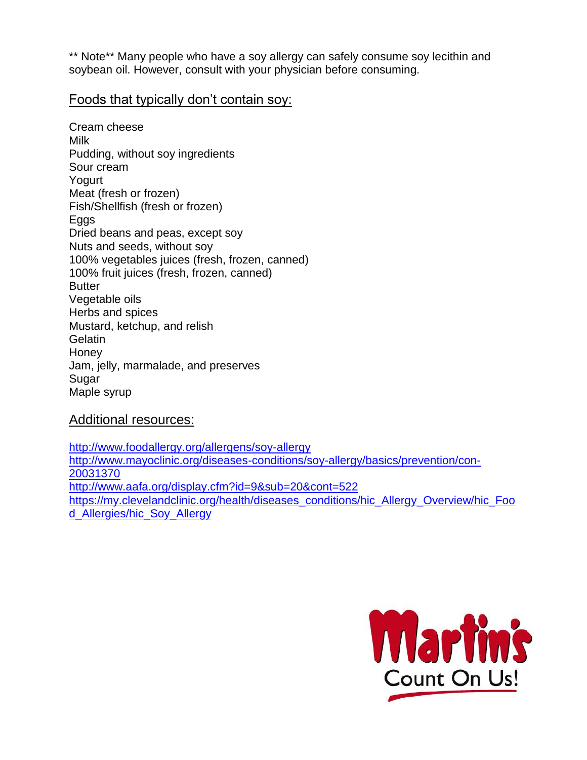** Note** Many people who have a soy allergy can safely consume soy lecithin and soybean oil. However, consult with your physician before consuming.

## Foods that typically don't contain soy:

Cream cheese
Milk
Pudding, without soy ingredients
Sour cream
Yogurt
Meat (fresh or frozen)
Fish/Shellfish (fresh or frozen)
Eggs
Dried beans and peas, except soy
Nuts and seeds, without soy
100% vegetables juices (fresh, frozen, canned)
100% fruit juices (fresh, frozen, canned)
Butter
Vegetable oils
Herbs and spices
Mustard, ketchup, and relish
Gelatin
Honey
Jam, jelly, marmalade, and preserves
Sugar
Maple syrup

## Additional resources:

http://www.foodallergy.org/allergens/soy-allergy
http://www.mayoclinic.org/diseases-conditions/soy-allergy/basics/prevention/con-20031370
http://www.aafa.org/display.cfm?id=9&sub=20&cont=522
https://my.clevelandclinic.org/health/diseases_conditions/hic_Allergy_Overview/hic_Food_Allergies/hic_Soy_Allergy

Martin's
Count On Us!